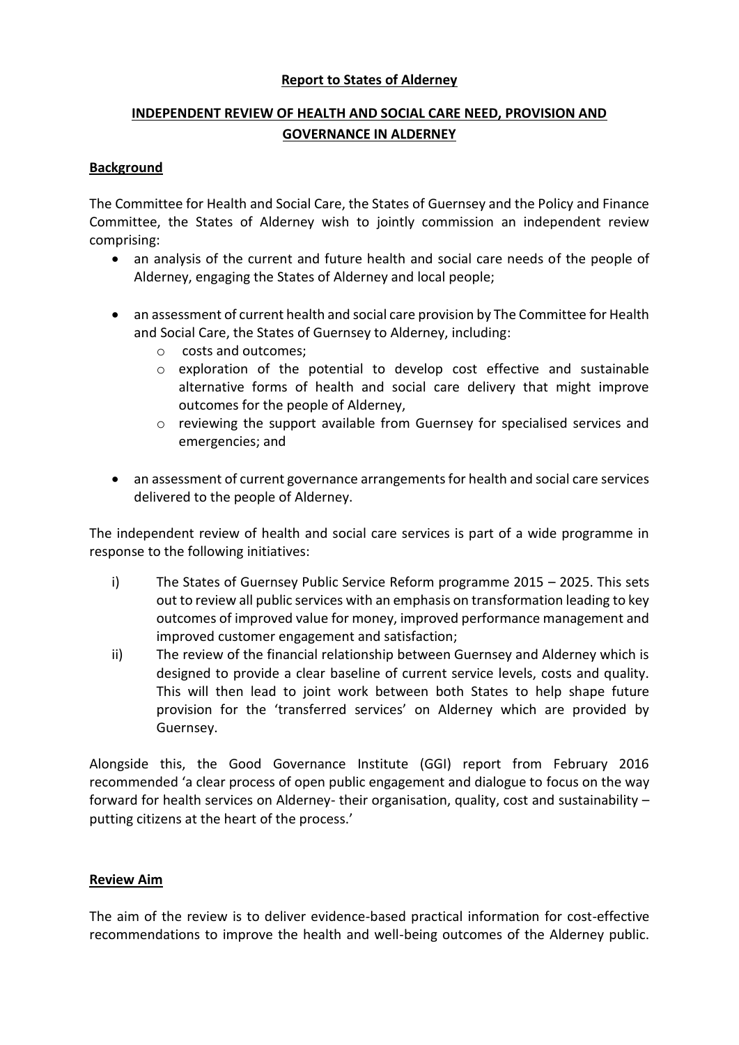**Report to States of Alderney**

## INDEPENDENT REVIEW OF HEALTH AND SOCIAL CARE NEED, PROVISION AND GOVERNANCE IN ALDERNEY

### Background

The Committee for Health and Social Care, the States of Guernsey and the Policy and Finance Committee, the States of Alderney wish to jointly commission an independent review comprising:

- an analysis of the current and future health and social care needs of the people of Alderney, engaging the States of Alderney and local people;
- an assessment of current health and social care provision by The Committee for Health and Social Care, the States of Guernsey to Alderney, including:
  - costs and outcomes;
  - exploration of the potential to develop cost effective and sustainable alternative forms of health and social care delivery that might improve outcomes for the people of Alderney,
  - reviewing the support available from Guernsey for specialised services and emergencies; and
- an assessment of current governance arrangements for health and social care services delivered to the people of Alderney.

The independent review of health and social care services is part of a wide programme in response to the following initiatives:

i) The States of Guernsey Public Service Reform programme 2015 – 2025. This sets out to review all public services with an emphasis on transformation leading to key outcomes of improved value for money, improved performance management and improved customer engagement and satisfaction;

ii) The review of the financial relationship between Guernsey and Alderney which is designed to provide a clear baseline of current service levels, costs and quality. This will then lead to joint work between both States to help shape future provision for the 'transferred services' on Alderney which are provided by Guernsey.

Alongside this, the Good Governance Institute (GGI) report from February 2016 recommended 'a clear process of open public engagement and dialogue to focus on the way forward for health services on Alderney- their organisation, quality, cost and sustainability – putting citizens at the heart of the process.'

### Review Aim

The aim of the review is to deliver evidence-based practical information for cost-effective recommendations to improve the health and well-being outcomes of the Alderney public.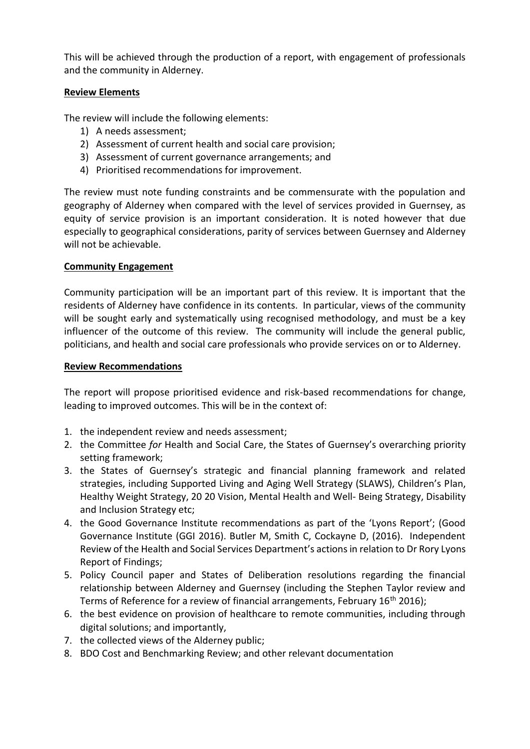This will be achieved through the production of a report, with engagement of professionals and the community in Alderney.

**Review Elements**

The review will include the following elements:

1) A needs assessment;
2) Assessment of current health and social care provision;
3) Assessment of current governance arrangements; and
4) Prioritised recommendations for improvement.

The review must note funding constraints and be commensurate with the population and geography of Alderney when compared with the level of services provided in Guernsey, as equity of service provision is an important consideration. It is noted however that due especially to geographical considerations, parity of services between Guernsey and Alderney will not be achievable.

**Community Engagement**

Community participation will be an important part of this review. It is important that the residents of Alderney have confidence in its contents. In particular, views of the community will be sought early and systematically using recognised methodology, and must be a key influencer of the outcome of this review. The community will include the general public, politicians, and health and social care professionals who provide services on or to Alderney.

**Review Recommendations**

The report will propose prioritised evidence and risk-based recommendations for change, leading to improved outcomes. This will be in the context of:

1. the independent review and needs assessment;
2. the Committee *for* Health and Social Care, the States of Guernsey's overarching priority setting framework;
3. the States of Guernsey's strategic and financial planning framework and related strategies, including Supported Living and Aging Well Strategy (SLAWS), Children's Plan, Healthy Weight Strategy, 20 20 Vision, Mental Health and Well- Being Strategy, Disability and Inclusion Strategy etc;
4. the Good Governance Institute recommendations as part of the 'Lyons Report'; (Good Governance Institute (GGI 2016). Butler M, Smith C, Cockayne D, (2016). Independent Review of the Health and Social Services Department's actions in relation to Dr Rory Lyons Report of Findings;
5. Policy Council paper and States of Deliberation resolutions regarding the financial relationship between Alderney and Guernsey (including the Stephen Taylor review and Terms of Reference for a review of financial arrangements, February 16th 2016);
6. the best evidence on provision of healthcare to remote communities, including through digital solutions; and importantly,
7. the collected views of the Alderney public;
8. BDO Cost and Benchmarking Review; and other relevant documentation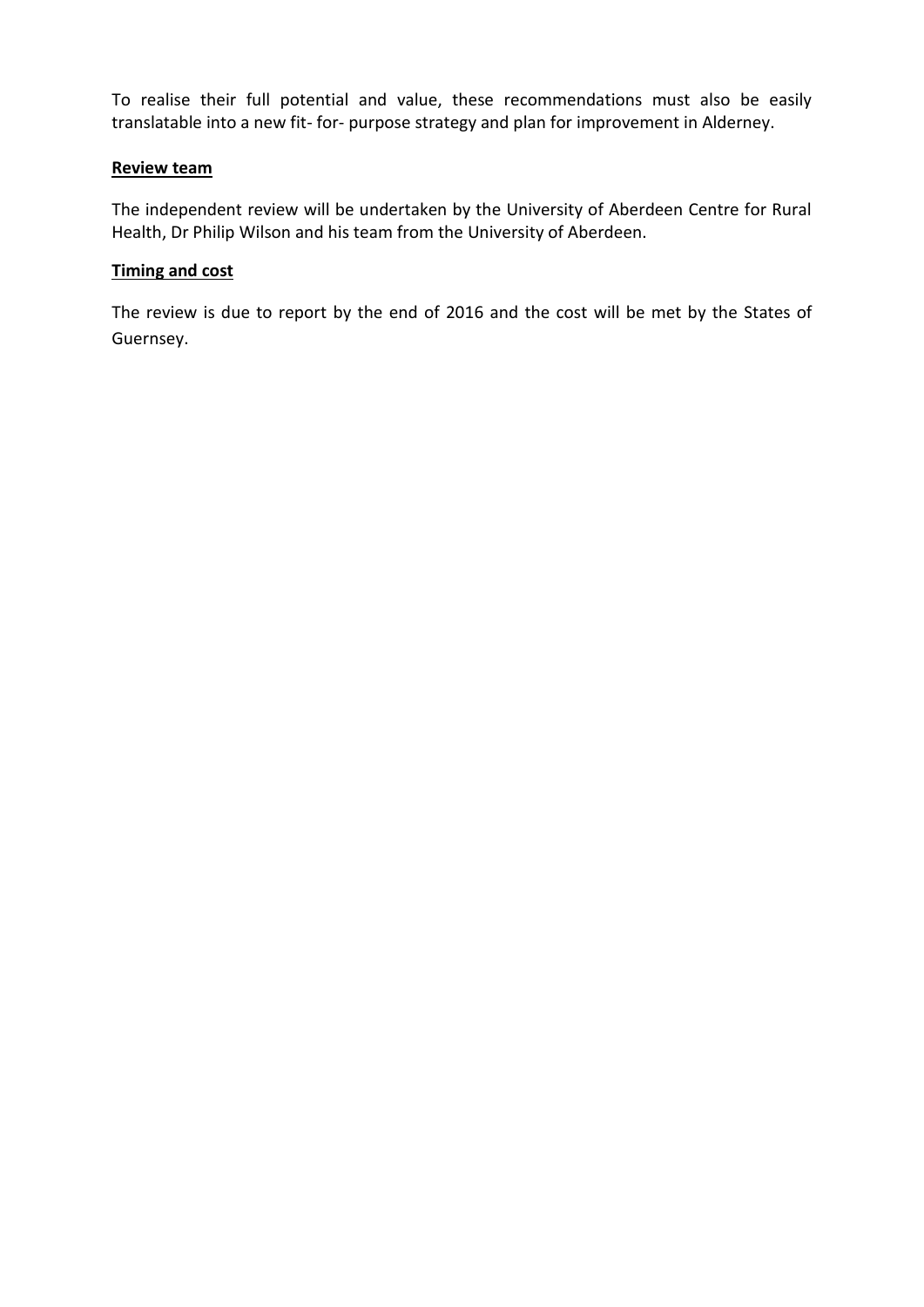To realise their full potential and value, these recommendations must also be easily translatable into a new fit- for- purpose strategy and plan for improvement in Alderney.

**Review team**

The independent review will be undertaken by the University of Aberdeen Centre for Rural Health, Dr Philip Wilson and his team from the University of Aberdeen.

**Timing and cost**

The review is due to report by the end of 2016 and the cost will be met by the States of Guernsey.